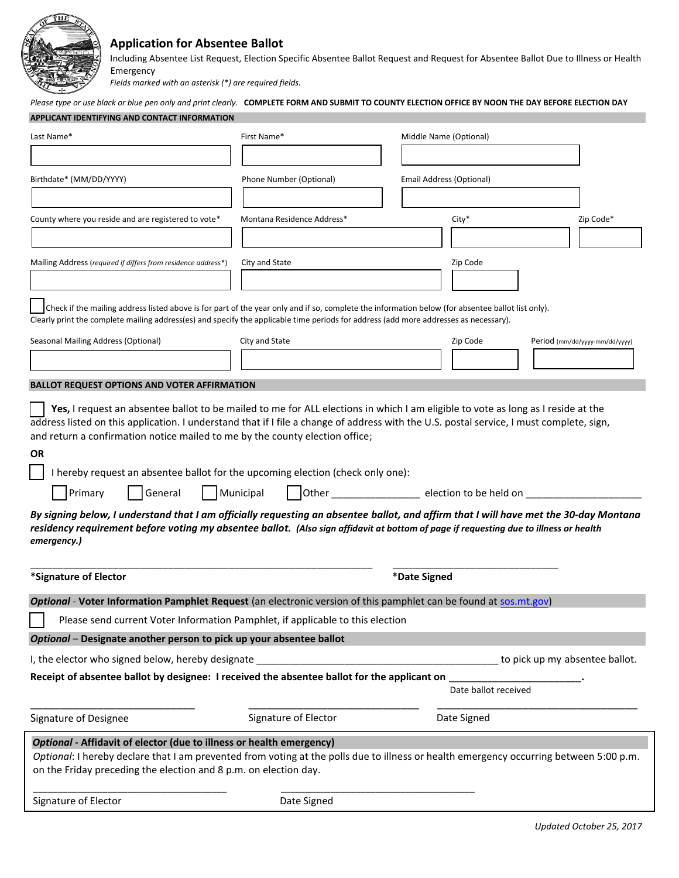# Application for Absentee Ballot

Including Absentee List Request, Election Specific Absentee Ballot Request and Request for Absentee Ballot Due to Illness or Health Emergency

*Fields marked with an asterisk (*) are required fields.*

*Please type or use black or blue pen only and print clearly.* **COMPLETE FORM AND SUBMIT TO COUNTY ELECTION OFFICE BY NOON THE DAY BEFORE ELECTION DAY**

## APPLICANT IDENTIFYING AND CONTACT INFORMATION

| Last Name* | First Name* | Middle Name (Optional) |
|---|---|---|
| | | |

| Birthdate* (MM/DD/YYYY) | Phone Number (Optional) | Email Address (Optional) |
|---|---|---|
| | | |

| County where you reside and are registered to vote* | Montana Residence Address* | City* | Zip Code* |
|---|---|---|---|
| | | | |

| Mailing Address (*required if differs from residence address**) | City and State | Zip Code |
|---|---|---|
| | | |

☐ Check if the mailing address listed above is for part of the year only and if so, complete the information below (for absentee ballot list only).
Clearly print the complete mailing address(es) and specify the applicable time periods for address (add more addresses as necessary).

| Seasonal Mailing Address (Optional) | City and State | Zip Code | Period (mm/dd/yyyy-mm/dd/yyyy) |
|---|---|---|---|
| | | | |

## BALLOT REQUEST OPTIONS AND VOTER AFFIRMATION

☐ **Yes,** I request an absentee ballot to be mailed to me for ALL elections in which I am eligible to vote as long as I reside at the address listed on this application. I understand that if I file a change of address with the U.S. postal service, I must complete, sign, and return a confirmation notice mailed to me by the county election office;

**OR**

☐ I hereby request an absentee ballot for the upcoming election (check only one):

☐ Primary ☐ General ☐ Municipal ☐ Other ________________ election to be held on ____________________

***By signing below, I understand that I am officially requesting an absentee ballot, and affirm that I will have met the 30-day Montana residency requirement before voting my absentee ballot.*** ***(Also sign affidavit at bottom of page if requesting due to illness or health emergency.)***

_______________________________________________ _______________________________

**\*Signature of Elector** **\*Date Signed**

## *Optional* - Voter Information Pamphlet Request (an electronic version of this pamphlet can be found at sos.mt.gov)

☐ Please send current Voter Information Pamphlet, if applicable to this election

## *Optional* – Designate another person to pick up your absentee ballot

I, the elector who signed below, hereby designate ___________________________________________ to pick up my absentee ballot.

**Receipt of absentee ballot by designee: I received the absentee ballot for the applicant on** ______________________.

Date ballot received

_____________________________ _____________________________ _____________________________

Signature of Designee Signature of Elector Date Signed

## *Optional* - Affidavit of elector (due to illness or health emergency)

*Optional*: I hereby declare that I am prevented from voting at the polls due to illness or health emergency occurring between 5:00 p.m. on the Friday preceding the election and 8 p.m. on election day.

_________________________________ _________________________________

Signature of Elector Date Signed

*Updated October 25, 2017*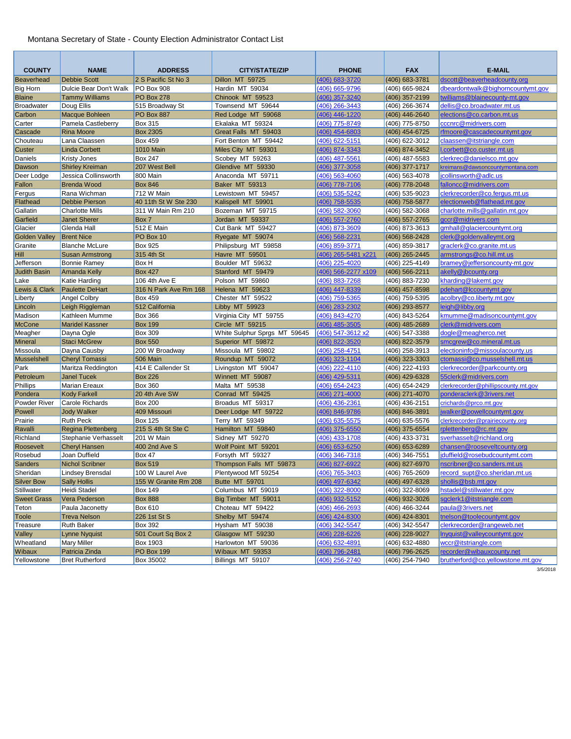Montana Secretary of State - County Election Administrator Contact List

| COUNTY | NAME | ADDRESS | CITY/STATE/ZIP | PHONE | FAX | E-MAIL |
|---|---|---|---|---|---|---|
| Beaverhead | Debbie Scott | 2 S Pacific St No 3 | Dillon MT 59725 | (406) 683-3720 | (406) 683-3781 | dscott@beaverheadcounty.org |
| Big Horn | Dulcie Bear Don't Walk | PO Box 908 | Hardin MT 59034 | (406) 665-9796 | (406) 665-9824 | dbeardontwalk@bighorncountymt.gov |
| Blaine | Tammy Williams | PO Box 278 | Chinook MT 59523 | (406) 357-3240 | (406) 357-2199 | twilliams@blainecounty-mt.gov |
| Broadwater | Doug Ellis | 515 Broadway St | Townsend MT 59644 | (406) 266-3443 | (406) 266-3674 | dellis@co.broadwater.mt.us |
| Carbon | Macque Bohleen | PO Box 887 | Red Lodge MT 59068 | (406) 446-1220 | (406) 446-2640 | elections@co.carbon.mt.us |
| Carter | Pamela Castleberry | Box 315 | Ekalaka MT 59324 | (406) 775-8749 | (406) 775-8750 | cccnrc@midrivers.com |
| Cascade | Rina Moore | Box 2305 | Great Falls MT 59403 | (406) 454-6803 | (406) 454-6725 | rfmoore@cascadecountymt.gov |
| Chouteau | Lana Claassen | Box 459 | Fort Benton MT 59442 | (406) 622-5151 | (406) 622-3012 | claassen@itstriangle.com |
| Custer | Linda Corbett | 1010 Main | Miles City MT 59301 | (406) 874-3343 | (406) 874-3452 | l.corbett@co.custer.mt.us |
| Daniels | Kristy Jones | Box 247 | Scobey MT 59263 | (406) 487-5561 | (406) 487-5583 | clerkrec@danielsco.mt.gov |
| Dawson | Shirley Kreiman | 207 West Bell | Glendive MT 59330 | (406) 377-3058 | (406) 377-1717 | kreimans@dawsoncountymontana.com |
| Deer Lodge | Jessica Collinsworth | 800 Main | Anaconda MT 59711 | (406) 563-4060 | (406) 563-4078 | jcollinsworth@adlc.us |
| Fallon | Brenda Wood | Box 846 | Baker MT 59313 | (406) 778-7106 | (406) 778-2048 | falloncc@midrivers.com |
| Fergus | Rana Wichman | 712 W Main | Lewistown MT 59457 | (406) 535-5242 | (406) 535-9023 | clerkrecorder@co.fergus.mt.us |
| Flathead | Debbie Pierson | 40 11th St W Ste 230 | Kalispell MT 59901 | (406) 758-5535 | (406) 758-5877 | electionweb@flathead.mt.gov |
| Gallatin | Charlotte Mills | 311 W Main Rm 210 | Bozeman MT 59715 | (406) 582-3060 | (406) 582-3068 | charlotte.mills@gallatin.mt.gov |
| Garfield | Janet Sherer | Box 7 | Jordan MT 59337 | (406) 557-2760 | (406) 557-2765 | gccr@midrivers.com |
| Glacier | Glenda Hall | 512 E Main | Cut Bank MT 59427 | (406) 873-3609 | (406) 873-3613 | gmhall@glaciercountymt.org |
| Golden Valley | Brent Nice | PO Box 10 | Ryegate MT 59074 | (406) 568-2231 | (406) 568-2428 | clerk@goldenvalleymt.org |
| Granite | Blanche McLure | Box 925 | Philipsburg MT 59858 | (406) 859-3771 | (406) 859-3817 | graclerk@co.granite.mt.us |
| Hill | Susan Armstrong | 315 4th St | Havre MT 59501 | (406) 265-5481 x221 | (406) 265-2445 | armstrongs@co.hill.mt.us |
| Jefferson | Bonnie Ramey | Box H | Boulder MT 59632 | (406) 225-4020 | (406) 225-4149 | bramey@jeffersoncounty-mt.gov |
| Judith Basin | Amanda Kelly | Box 427 | Stanford MT 59479 | (406) 566-2277 x109 | (406) 566-2211 | akelly@jbcounty.org |
| Lake | Katie Harding | 106 4th Ave E | Polson MT 59860 | (406) 883-7268 | (406) 883-7230 | kharding@lakemt.gov |
| Lewis & Clark | Paulette DeHart | 316 N Park Ave Rm 168 | Helena MT 59623 | (406) 447-8339 | (406) 457-8598 | pdehart@lccountymt.gov |
| Liberty | Angel Colbry | Box 459 | Chester MT 59522 | (406) 759-5365 | (406) 759-5395 | acolbry@co.liberty.mt.gov |
| Lincoln | Leigh Riggleman | 512 California | Libby MT 59923 | (406) 283-2302 | (406) 293-8577 | leigh@libby.org |
| Madison | Kathleen Mumme | Box 366 | Virginia City MT 59755 | (406) 843-4270 | (406) 843-5264 | kmumme@madisoncountymt.gov |
| McCone | Maridel Kassner | Box 199 | Circle MT 59215 | (406) 485-3505 | (406) 485-2689 | clerk@midrivers.com |
| Meagher | Dayna Ogle | Box 309 | White Sulphur Sprgs MT 59645 | (406) 547-3612 x2 | (406) 547-3388 | dogle@meagherco.net |
| Mineral | Staci McGrew | Box 550 | Superior MT 59872 | (406) 822-3520 | (406) 822-3579 | smcgrew@co.mineral.mt.us |
| Missoula | Dayna Causby | 200 W Broadway | Missoula MT 59802 | (406) 258-4751 | (406) 258-3913 | electioninfo@missoulacounty.us |
| Musselshell | Cheryl Tomassi | 506 Main | Roundup MT 59072 | (406) 323-1104 | (406) 323-3303 | ctomassi@co.musselshell.mt.us |
| Park | Maritza Reddington | 414 E Callender St | Livingston MT 59047 | (406) 222-4110 | (406) 222-4193 | clerkrecorder@parkcounty.org |
| Petroleum | Janel Tucek | Box 226 | Winnett MT 59087 | (406) 429-5311 | (406) 429-6328 | 55clerk@midrivers.com |
| Phillips | Marian Ereaux | Box 360 | Malta MT 59538 | (406) 654-2423 | (406) 654-2429 | clerkrecorder@phillipscounty.mt.gov |
| Pondera | Kody Farkell | 20 4th Ave SW | Conrad MT 59425 | (406) 271-4000 | (406) 271-4070 | ponderaclerk@3rivers.net |
| Powder River | Carole Richards | Box 200 | Broadus MT 59317 | (406) 436-2361 | (406) 436-2151 | crichards@prco.mt.gov |
| Powell | Jody Walker | 409 Missouri | Deer Lodge MT 59722 | (406) 846-9786 | (406) 846-3891 | jwalker@powellcountymt.gov |
| Prairie | Ruth Peck | Box 125 | Terry MT 59349 | (406) 635-5575 | (406) 635-5576 | clerkrecorder@prairiecounty.org |
| Ravalli | Regina Plettenberg | 215 S 4th St Ste C | Hamilton MT 59840 | (406) 375-6550 | (406) 375-6554 | rplettenberg@rc.mt.gov |
| Richland | Stephanie Verhasselt | 201 W Main | Sidney MT 59270 | (406) 433-1708 | (406) 433-3731 | sverhasselt@richland.org |
| Roosevelt | Cheryl Hansen | 400 2nd Ave S | Wolf Point MT 59201 | (406) 653-6250 | (406) 653-6289 | chansen@rooseveltcounty.org |
| Rosebud | Joan Duffield | Box 47 | Forsyth MT 59327 | (406) 346-7318 | (406) 346-7551 | jduffield@rosebudcountymt.com |
| Sanders | Nichol Scribner | Box 519 | Thompson Falls MT 59873 | (406) 827-6922 | (406) 827-6970 | nscribner@co.sanders.mt.us |
| Sheridan | Lindsey Brensdal | 100 W Laurel Ave | Plentywood MT 59254 | (406) 765-3403 | (406) 765-2609 | record_supt@co.sheridan.mt.us |
| Silver Bow | Sally Hollis | 155 W Granite Rm 208 | Butte MT 59701 | (406) 497-6342 | (406) 497-6328 | shollis@bsb.mt.gov |
| Stillwater | Heidi Stadel | Box 149 | Columbus MT 59019 | (406) 322-8000 | (406) 322-8069 | hstadel@stillwater.mt.gov |
| Sweet Grass | Vera Pederson | Box 888 | Big Timber MT 59011 | (406) 932-5152 | (406) 932-3026 | sgclerk1@itstriangle.com |
| Teton | Paula Jaconetty | Box 610 | Choteau MT 59422 | (406) 466-2693 | (406) 466-3244 | paula@3rivers.net |
| Toole | Treva Nelson | 226 1st St S | Shelby MT 59474 | (406) 424-8300 | (406) 424-8301 | tnelson@toolecountymt.gov |
| Treasure | Ruth Baker | Box 392 | Hysham MT 59038 | (406) 342-5547 | (406) 342-5547 | clerkrecorder@rangeweb.net |
| Valley | Lynne Nyquist | 501 Court Sq Box 2 | Glasgow MT 59230 | (406) 228-6226 | (406) 228-9027 | lnyquist@valleycountymt.gov |
| Wheatland | Mary Miller | Box 1903 | Harlowton MT 59036 | (406) 632-4891 | (406) 632-4880 | wccr@itstriangle.com |
| Wibaux | Patricia Zinda | PO Box 199 | Wibaux MT 59353 | (406) 796-2481 | (406) 796-2625 | recorder@wibauxcounty.net |
| Yellowstone | Bret Rutherford | Box 35002 | Billings MT 59107 | (406) 256-2740 | (406) 254-7940 | brutherford@co.yellowstone.mt.gov |

3/5/2018